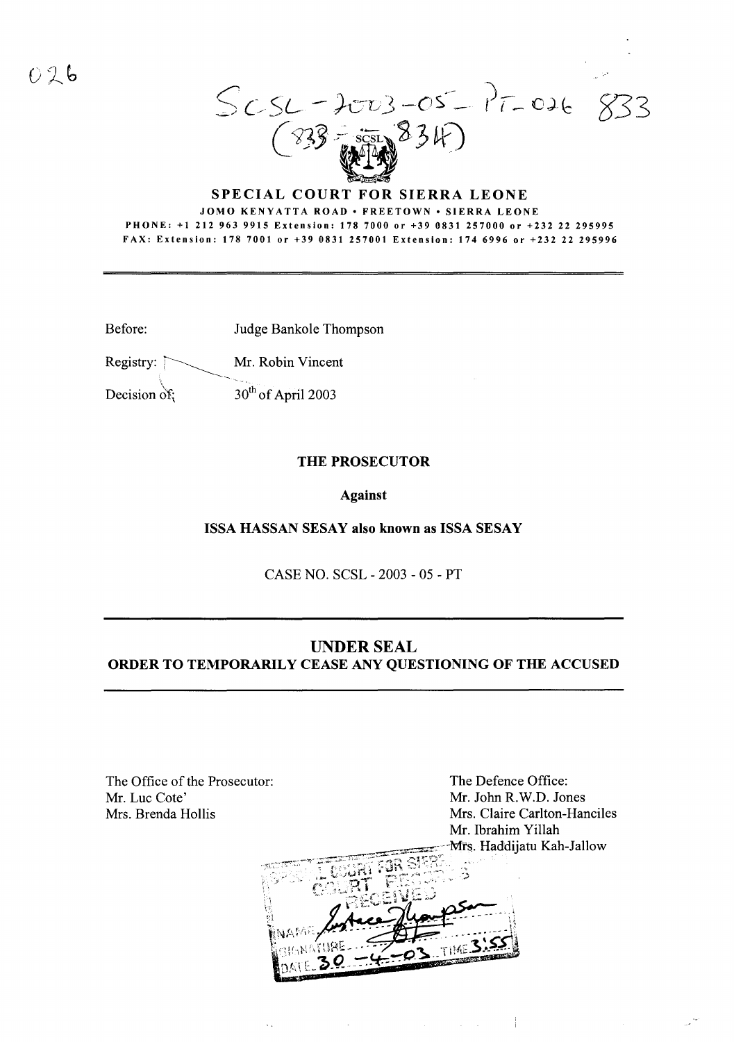SCSL-2003-05-PT-026 833
(833 - 834)

# SPECIAL COURT FOR SIERRA LEONE

JOMO KENYATTA ROAD • FREETOWN • SIERRA LEONE

PHONE: +1 212 963 9915 Extension: 178 7000 or +39 0831 257000 or +232 22 295995

FAX: Extension: 178 7001 or +39 0831 257001 Extension: 174 6996 or +232 22 295996

---

Before: Judge Bankole Thompson

Registry: Mr. Robin Vincent

Decision of: 30th of April 2003

**THE PROSECUTOR**

**Against**

**ISSA HASSAN SESAY also known as ISSA SESAY**

CASE NO. SCSL - 2003 - 05 - PT

---

## UNDER SEAL
## ORDER TO TEMPORARILY CEASE ANY QUESTIONING OF THE ACCUSED

---

The Office of the Prosecutor:
Mr. Luc Cote'
Mrs. Brenda Hollis

The Defence Office:
Mr. John R.W.D. Jones
Mrs. Claire Carlton-Hanciles
Mr. Ibrahim Yillah
Mrs. Haddijatu Kah-Jallow

SPECIAL COURT FOR SIERRA LEONE
COURT RECORDS
RECEIVED
NAME Justice Thompson
SIGNATURE
DATE 30-4-03 TIME 3:55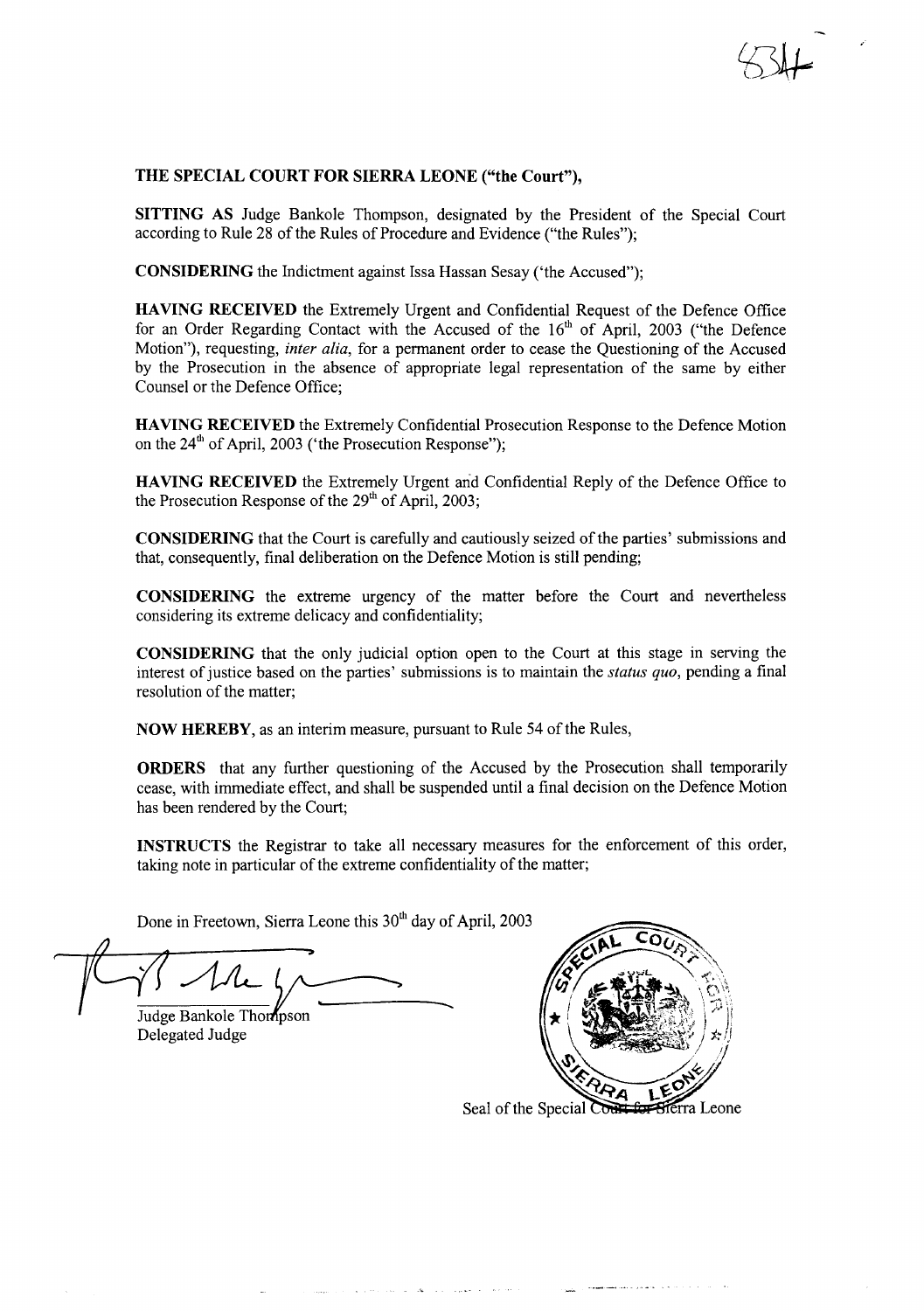**THE SPECIAL COURT FOR SIERRA LEONE ("the Court"),**

**SITTING AS** Judge Bankole Thompson, designated by the President of the Special Court according to Rule 28 of the Rules of Procedure and Evidence ("the Rules");

**CONSIDERING** the Indictment against Issa Hassan Sesay ('the Accused");

**HAVING RECEIVED** the Extremely Urgent and Confidential Request of the Defence Office for an Order Regarding Contact with the Accused of the 16th of April, 2003 ("the Defence Motion"), requesting, *inter alia*, for a permanent order to cease the Questioning of the Accused by the Prosecution in the absence of appropriate legal representation of the same by either Counsel or the Defence Office;

**HAVING RECEIVED** the Extremely Confidential Prosecution Response to the Defence Motion on the 24th of April, 2003 ('the Prosecution Response");

**HAVING RECEIVED** the Extremely Urgent and Confidential Reply of the Defence Office to the Prosecution Response of the 29th of April, 2003;

**CONSIDERING** that the Court is carefully and cautiously seized of the parties' submissions and that, consequently, final deliberation on the Defence Motion is still pending;

**CONSIDERING** the extreme urgency of the matter before the Court and nevertheless considering its extreme delicacy and confidentiality;

**CONSIDERING** that the only judicial option open to the Court at this stage in serving the interest of justice based on the parties' submissions is to maintain the *status quo*, pending a final resolution of the matter;

**NOW HEREBY**, as an interim measure, pursuant to Rule 54 of the Rules,

**ORDERS** that any further questioning of the Accused by the Prosecution shall temporarily cease, with immediate effect, and shall be suspended until a final decision on the Defence Motion has been rendered by the Court;

**INSTRUCTS** the Registrar to take all necessary measures for the enforcement of this order, taking note in particular of the extreme confidentiality of the matter;

Done in Freetown, Sierra Leone this 30th day of April, 2003

Judge Bankole Thompson
Delegated Judge

Seal of the Special Court for Sierra Leone